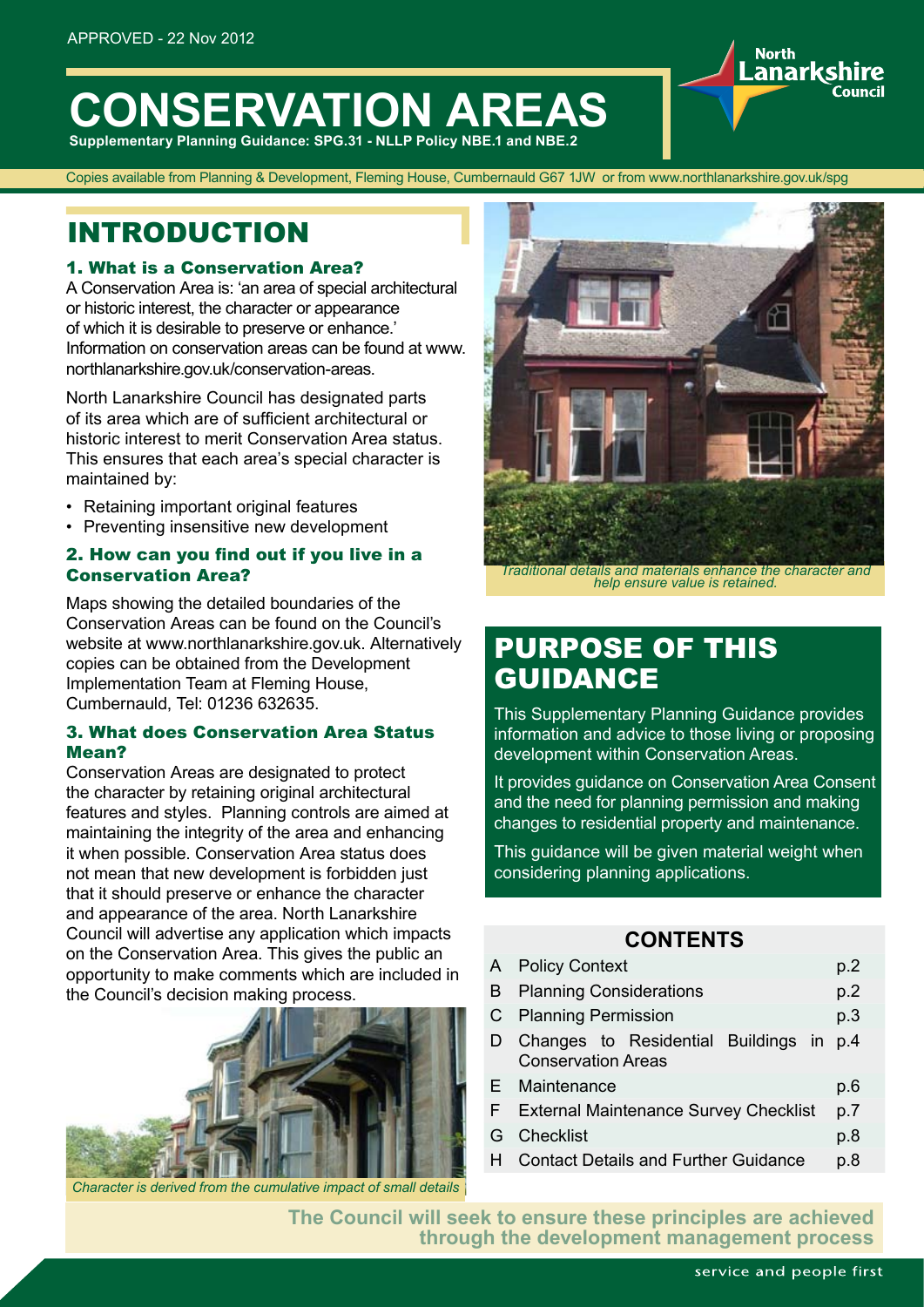APPROVED - 22 Nov 2012

# CONSERVATION AREAS

**Supplementary Planning Guidance: SPG.31 - NLLP Policy NBE.1 and NBE.2**

North Lanarkshire Council

Copies available from Planning & Development, Fleming House, Cumbernauld G67 1JW or from www.northlanarkshire.gov.uk/spg

## INTRODUCTION

### 1. What is a Conservation Area?

A Conservation Area is: 'an area of special architectural or historic interest, the character or appearance of which it is desirable to preserve or enhance.' Information on conservation areas can be found at www.northlanarkshire.gov.uk/conservation-areas.

North Lanarkshire Council has designated parts of its area which are of sufficient architectural or historic interest to merit Conservation Area status. This ensures that each area's special character is maintained by:

- Retaining important original features
- Preventing insensitive new development

### 2. How can you find out if you live in a Conservation Area?

Maps showing the detailed boundaries of the Conservation Areas can be found on the Council's website at www.northlanarkshire.gov.uk. Alternatively copies can be obtained from the Development Implementation Team at Fleming House, Cumbernauld, Tel: 01236 632635.

### 3. What does Conservation Area Status Mean?

Conservation Areas are designated to protect the character by retaining original architectural features and styles. Planning controls are aimed at maintaining the integrity of the area and enhancing it when possible. Conservation Area status does not mean that new development is forbidden just that it should preserve or enhance the character and appearance of the area. North Lanarkshire Council will advertise any application which impacts on the Conservation Area. This gives the public an opportunity to make comments which are included in the Council's decision making process.

*Character is derived from the cumulative impact of small details*

*Traditional details and materials enhance the character and help ensure value is retained.*

## PURPOSE OF THIS GUIDANCE

This Supplementary Planning Guidance provides information and advice to those living or proposing development within Conservation Areas.

It provides guidance on Conservation Area Consent and the need for planning permission and making changes to residential property and maintenance.

This guidance will be given material weight when considering planning applications.

### CONTENTS

| | | |
|---|---|---|
| A | Policy Context | p.2 |
| B | Planning Considerations | p.2 |
| C | Planning Permission | p.3 |
| D | Changes to Residential Buildings in Conservation Areas | p.4 |
| E | Maintenance | p.6 |
| F | External Maintenance Survey Checklist | p.7 |
| G | Checklist | p.8 |
| H | Contact Details and Further Guidance | p.8 |

**The Council will seek to ensure these principles are achieved through the development management process**

service and people first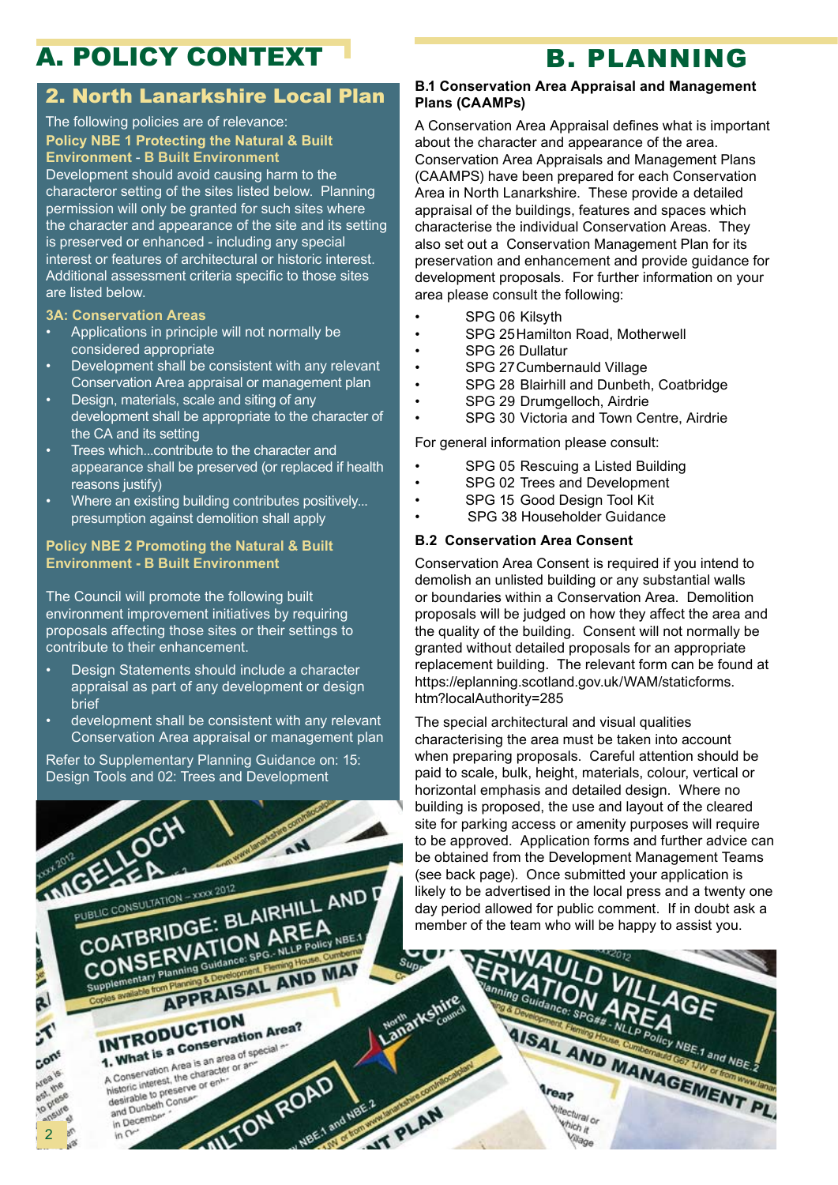# A. POLICY CONTEXT

## 2. North Lanarkshire Local Plan

The following policies are of relevance:

**Policy NBE 1 Protecting the Natural & Built Environment - B Built Environment**

Development should avoid causing harm to the characteror setting of the sites listed below. Planning permission will only be granted for such sites where the character and appearance of the site and its setting is preserved or enhanced - including any special interest or features of architectural or historic interest. Additional assessment criteria specific to those sites are listed below.

**3A: Conservation Areas**

- Applications in principle will not normally be considered appropriate
- Development shall be consistent with any relevant Conservation Area appraisal or management plan
- Design, materials, scale and siting of any development shall be appropriate to the character of the CA and its setting
- Trees which...contribute to the character and appearance shall be preserved (or replaced if health reasons justify)
- Where an existing building contributes positively... presumption against demolition shall apply

**Policy NBE 2 Promoting the Natural & Built Environment - B Built Environment**

The Council will promote the following built environment improvement initiatives by requiring proposals affecting those sites or their settings to contribute to their enhancement.

- Design Statements should include a character appraisal as part of any development or design brief
- development shall be consistent with any relevant Conservation Area appraisal or management plan

Refer to Supplementary Planning Guidance on: 15: Design Tools and 02: Trees and Development

# B. PLANNING

### B.1 Conservation Area Appraisal and Management Plans (CAAMPs)

A Conservation Area Appraisal defines what is important about the character and appearance of the area. Conservation Area Appraisals and Management Plans (CAAMPS) have been prepared for each Conservation Area in North Lanarkshire. These provide a detailed appraisal of the buildings, features and spaces which characterise the individual Conservation Areas. They also set out a Conservation Management Plan for its preservation and enhancement and provide guidance for development proposals. For further information on your area please consult the following:

- SPG 06 Kilsyth
- SPG 25 Hamilton Road, Motherwell
- SPG 26 Dullatur
- SPG 27 Cumbernauld Village
- SPG 28 Blairhill and Dunbeth, Coatbridge
- SPG 29 Drumgelloch, Airdrie
- SPG 30 Victoria and Town Centre, Airdrie

For general information please consult:

- SPG 05 Rescuing a Listed Building
- SPG 02 Trees and Development
- SPG 15 Good Design Tool Kit
- SPG 38 Householder Guidance

### B.2 Conservation Area Consent

Conservation Area Consent is required if you intend to demolish an unlisted building or any substantial walls or boundaries within a Conservation Area. Demolition proposals will be judged on how they affect the area and the quality of the building. Consent will not normally be granted without detailed proposals for an appropriate replacement building. The relevant form can be found at https://eplanning.scotland.gov.uk/WAM/staticforms.htm?localAuthority=285

The special architectural and visual qualities characterising the area must be taken into account when preparing proposals. Careful attention should be paid to scale, bulk, height, materials, colour, vertical or horizontal emphasis and detailed design. Where no building is proposed, the use and layout of the cleared site for parking access or amenity purposes will require to be approved. Application forms and further advice can be obtained from the Development Management Teams (see back page). Once submitted your application is likely to be advertised in the local press and a twenty one day period allowed for public comment. If in doubt ask a member of the team who will be happy to assist you.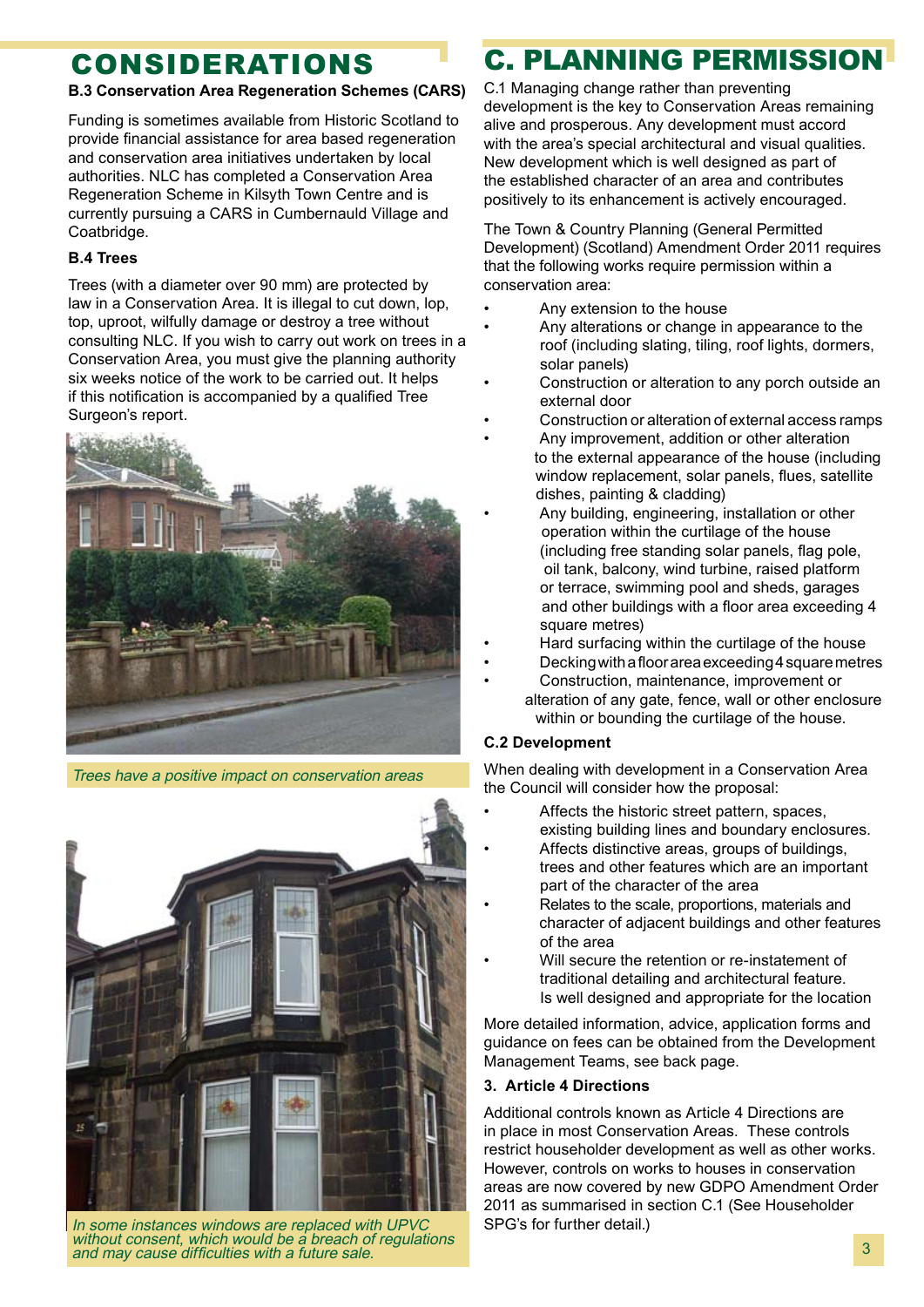# CONSIDERATIONS

**B.3 Conservation Area Regeneration Schemes (CARS)**

Funding is sometimes available from Historic Scotland to provide financial assistance for area based regeneration and conservation area initiatives undertaken by local authorities. NLC has completed a Conservation Area Regeneration Scheme in Kilsyth Town Centre and is currently pursuing a CARS in Cumbernauld Village and Coatbridge.

**B.4 Trees**

Trees (with a diameter over 90 mm) are protected by law in a Conservation Area. It is illegal to cut down, lop, top, uproot, wilfully damage or destroy a tree without consulting NLC. If you wish to carry out work on trees in a Conservation Area, you must give the planning authority six weeks notice of the work to be carried out. It helps if this notification is accompanied by a qualified Tree Surgeon's report.

*Trees have a positive impact on conservation areas*

*In some instances windows are replaced with UPVC without consent, which would be a breach of regulations and may cause difficulties with a future sale.*

# C. PLANNING PERMISSION

C.1 Managing change rather than preventing development is the key to Conservation Areas remaining alive and prosperous. Any development must accord with the area's special architectural and visual qualities. New development which is well designed as part of the established character of an area and contributes positively to its enhancement is actively encouraged.

The Town & Country Planning (General Permitted Development) (Scotland) Amendment Order 2011 requires that the following works require permission within a conservation area:

- Any extension to the house
- Any alterations or change in appearance to the roof (including slating, tiling, roof lights, dormers, solar panels)
- Construction or alteration to any porch outside an external door
- Construction or alteration of external access ramps
- Any improvement, addition or other alteration to the external appearance of the house (including window replacement, solar panels, flues, satellite dishes, painting & cladding)
- Any building, engineering, installation or other operation within the curtilage of the house (including free standing solar panels, flag pole, oil tank, balcony, wind turbine, raised platform or terrace, swimming pool and sheds, garages and other buildings with a floor area exceeding 4 square metres)
- Hard surfacing within the curtilage of the house
- Decking with a floor area exceeding 4 square metres
- Construction, maintenance, improvement or alteration of any gate, fence, wall or other enclosure within or bounding the curtilage of the house.

**C.2 Development**

When dealing with development in a Conservation Area the Council will consider how the proposal:

- Affects the historic street pattern, spaces, existing building lines and boundary enclosures.
- Affects distinctive areas, groups of buildings, trees and other features which are an important part of the character of the area
- Relates to the scale, proportions, materials and character of adjacent buildings and other features of the area
- Will secure the retention or re-instatement of traditional detailing and architectural feature. Is well designed and appropriate for the location

More detailed information, advice, application forms and guidance on fees can be obtained from the Development Management Teams, see back page.

**3. Article 4 Directions**

Additional controls known as Article 4 Directions are in place in most Conservation Areas. These controls restrict householder development as well as other works. However, controls on works to houses in conservation areas are now covered by new GDPO Amendment Order 2011 as summarised in section C.1 (See Householder SPG's for further detail.)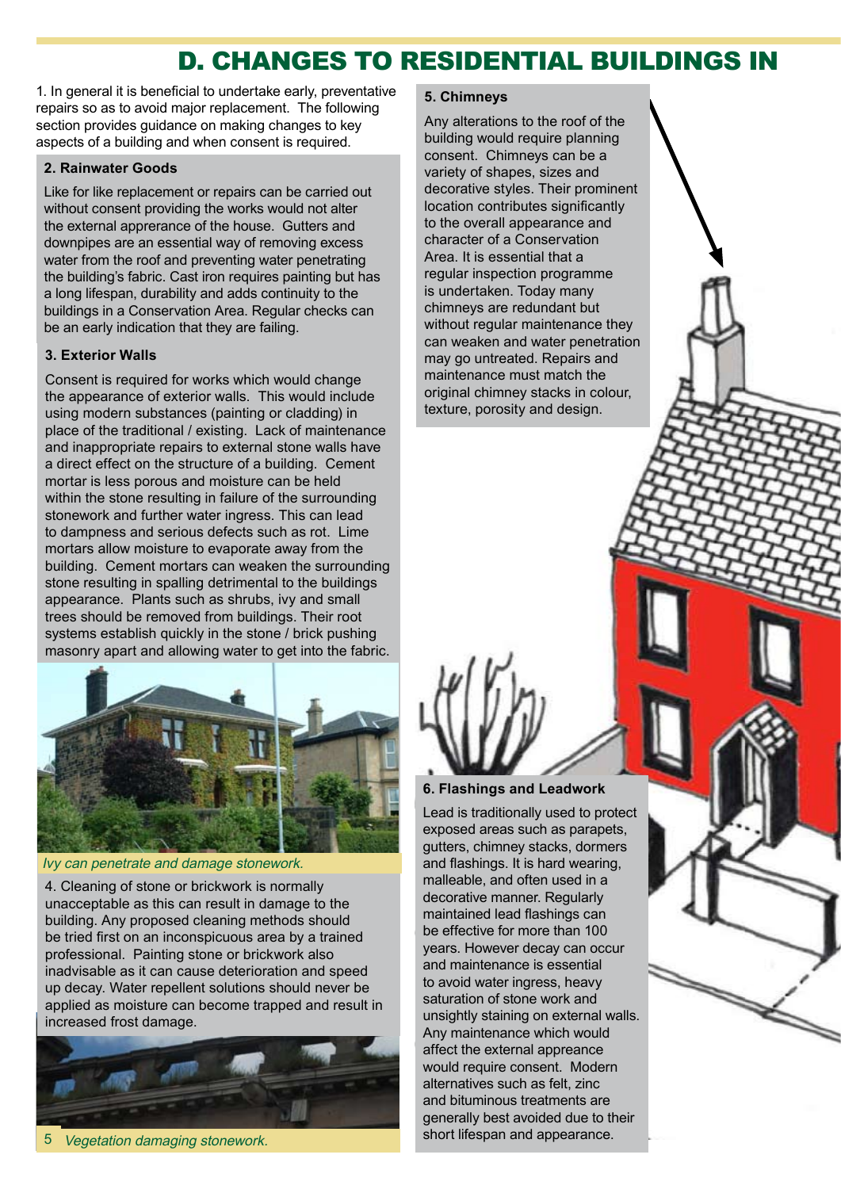# D. CHANGES TO RESIDENTIAL BUILDINGS IN

1. In general it is beneficial to undertake early, preventative repairs so as to avoid major replacement. The following section provides guidance on making changes to key aspects of a building and when consent is required.

### 2. Rainwater Goods

Like for like replacement or repairs can be carried out without consent providing the works would not alter the external apprerance of the house. Gutters and downpipes are an essential way of removing excess water from the roof and preventing water penetrating the building's fabric. Cast iron requires painting but has a long lifespan, durability and adds continuity to the buildings in a Conservation Area. Regular checks can be an early indication that they are failing.

### 3. Exterior Walls

Consent is required for works which would change the appearance of exterior walls. This would include using modern substances (painting or cladding) in place of the traditional / existing. Lack of maintenance and inappropriate repairs to external stone walls have a direct effect on the structure of a building. Cement mortar is less porous and moisture can be held within the stone resulting in failure of the surrounding stonework and further water ingress. This can lead to dampness and serious defects such as rot. Lime mortars allow moisture to evaporate away from the building. Cement mortars can weaken the surrounding stone resulting in spalling detrimental to the buildings appearance. Plants such as shrubs, ivy and small trees should be removed from buildings. Their root systems establish quickly in the stone / brick pushing masonry apart and allowing water to get into the fabric.

*Ivy can penetrate and damage stonework.*

4. Cleaning of stone or brickwork is normally unacceptable as this can result in damage to the building. Any proposed cleaning methods should be tried first on an inconspicuous area by a trained professional. Painting stone or brickwork also inadvisable as it can cause deterioration and speed up decay. Water repellent solutions should never be applied as moisture can become trapped and result in increased frost damage.

*Vegetation damaging stonework.*

### 5. Chimneys

Any alterations to the roof of the building would require planning consent. Chimneys can be a variety of shapes, sizes and decorative styles. Their prominent location contributes significantly to the overall appearance and character of a Conservation Area. It is essential that a regular inspection programme is undertaken. Today many chimneys are redundant but without regular maintenance they can weaken and water penetration may go untreated. Repairs and maintenance must match the original chimney stacks in colour, texture, porosity and design.

### 6. Flashings and Leadwork

Lead is traditionally used to protect exposed areas such as parapets, gutters, chimney stacks, dormers and flashings. It is hard wearing, malleable, and often used in a decorative manner. Regularly maintained lead flashings can be effective for more than 100 years. However decay can occur and maintenance is essential to avoid water ingress, heavy saturation of stone work and unsightly staining on external walls. Any maintenance which would affect the external appreance would require consent. Modern alternatives such as felt, zinc and bituminous treatments are generally best avoided due to their short lifespan and appearance.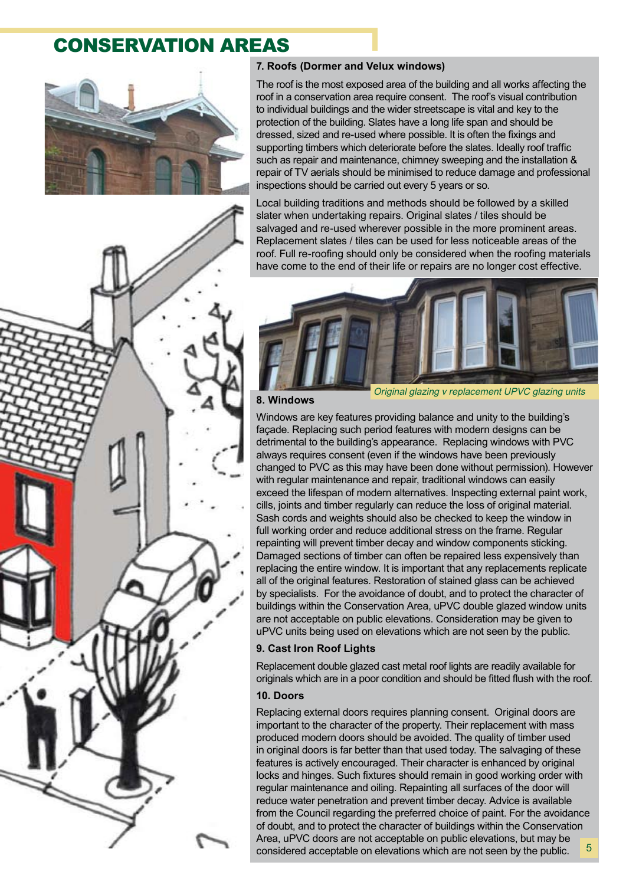# CONSERVATION AREAS

### 7. Roofs (Dormer and Velux windows)

The roof is the most exposed area of the building and all works affecting the roof in a conservation area require consent. The roof's visual contribution to individual buildings and the wider streetscape is vital and key to the protection of the building. Slates have a long life span and should be dressed, sized and re-used where possible. It is often the fixings and supporting timbers which deteriorate before the slates. Ideally roof traffic such as repair and maintenance, chimney sweeping and the installation & repair of TV aerials should be minimised to reduce damage and professional inspections should be carried out every 5 years or so.

Local building traditions and methods should be followed by a skilled slater when undertaking repairs. Original slates / tiles should be salvaged and re-used wherever possible in the more prominent areas. Replacement slates / tiles can be used for less noticeable areas of the roof. Full re-roofing should only be considered when the roofing materials have come to the end of their life or repairs are no longer cost effective.

*Original glazing v replacement UPVC glazing units*

### 8. Windows

Windows are key features providing balance and unity to the building's façade. Replacing such period features with modern designs can be detrimental to the building's appearance. Replacing windows with PVC always requires consent (even if the windows have been previously changed to PVC as this may have been done without permission). However with regular maintenance and repair, traditional windows can easily exceed the lifespan of modern alternatives. Inspecting external paint work, cills, joints and timber regularly can reduce the loss of original material. Sash cords and weights should also be checked to keep the window in full working order and reduce additional stress on the frame. Regular repainting will prevent timber decay and window components sticking. Damaged sections of timber can often be repaired less expensively than replacing the entire window. It is important that any replacements replicate all of the original features. Restoration of stained glass can be achieved by specialists. For the avoidance of doubt, and to protect the character of buildings within the Conservation Area, uPVC double glazed window units are not acceptable on public elevations. Consideration may be given to uPVC units being used on elevations which are not seen by the public.

### 9. Cast Iron Roof Lights

Replacement double glazed cast metal roof lights are readily available for originals which are in a poor condition and should be fitted flush with the roof.

### 10. Doors

Replacing external doors requires planning consent. Original doors are important to the character of the property. Their replacement with mass produced modern doors should be avoided. The quality of timber used in original doors is far better than that used today. The salvaging of these features is actively encouraged. Their character is enhanced by original locks and hinges. Such fixtures should remain in good working order with regular maintenance and oiling. Repainting all surfaces of the door will reduce water penetration and prevent timber decay. Advice is available from the Council regarding the preferred choice of paint. For the avoidance of doubt, and to protect the character of buildings within the Conservation Area, uPVC doors are not acceptable on public elevations, but may be considered acceptable on elevations which are not seen by the public.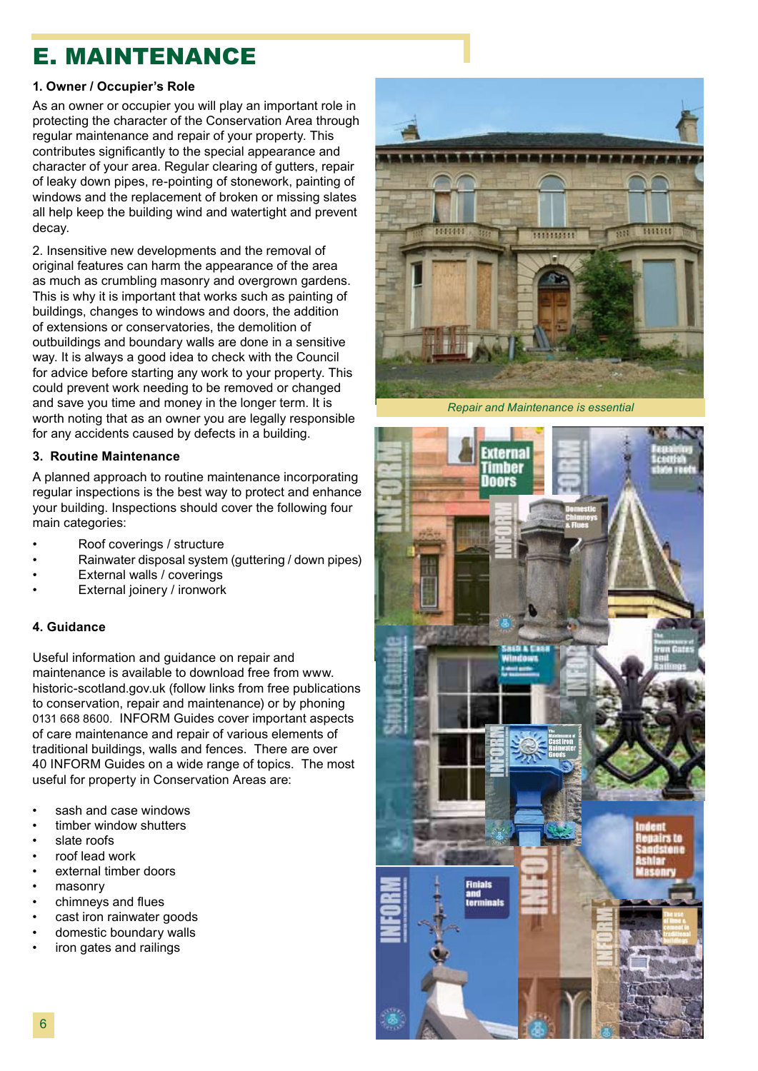# E. MAINTENANCE

**1. Owner / Occupier's Role**

As an owner or occupier you will play an important role in protecting the character of the Conservation Area through regular maintenance and repair of your property. This contributes significantly to the special appearance and character of your area. Regular clearing of gutters, repair of leaky down pipes, re-pointing of stonework, painting of windows and the replacement of broken or missing slates all help keep the building wind and watertight and prevent decay.

2. Insensitive new developments and the removal of original features can harm the appearance of the area as much as crumbling masonry and overgrown gardens. This is why it is important that works such as painting of buildings, changes to windows and doors, the addition of extensions or conservatories, the demolition of outbuildings and boundary walls are done in a sensitive way. It is always a good idea to check with the Council for advice before starting any work to your property. This could prevent work needing to be removed or changed and save you time and money in the longer term. It is worth noting that as an owner you are legally responsible for any accidents caused by defects in a building.

**3. Routine Maintenance**

A planned approach to routine maintenance incorporating regular inspections is the best way to protect and enhance your building. Inspections should cover the following four main categories:

- Roof coverings / structure
- Rainwater disposal system (guttering / down pipes)
- External walls / coverings
- External joinery / ironwork

**4. Guidance**

Useful information and guidance on repair and maintenance is available to download free from www.historic-scotland.gov.uk (follow links from free publications to conservation, repair and maintenance) or by phoning 0131 668 8600. INFORM Guides cover important aspects of care maintenance and repair of various elements of traditional buildings, walls and fences. There are over 40 INFORM Guides on a wide range of topics. The most useful for property in Conservation Areas are:

- sash and case windows
- timber window shutters
- slate roofs
- roof lead work
- external timber doors
- masonry
- chimneys and flues
- cast iron rainwater goods
- domestic boundary walls
- iron gates and railings

*Repair and Maintenance is essential*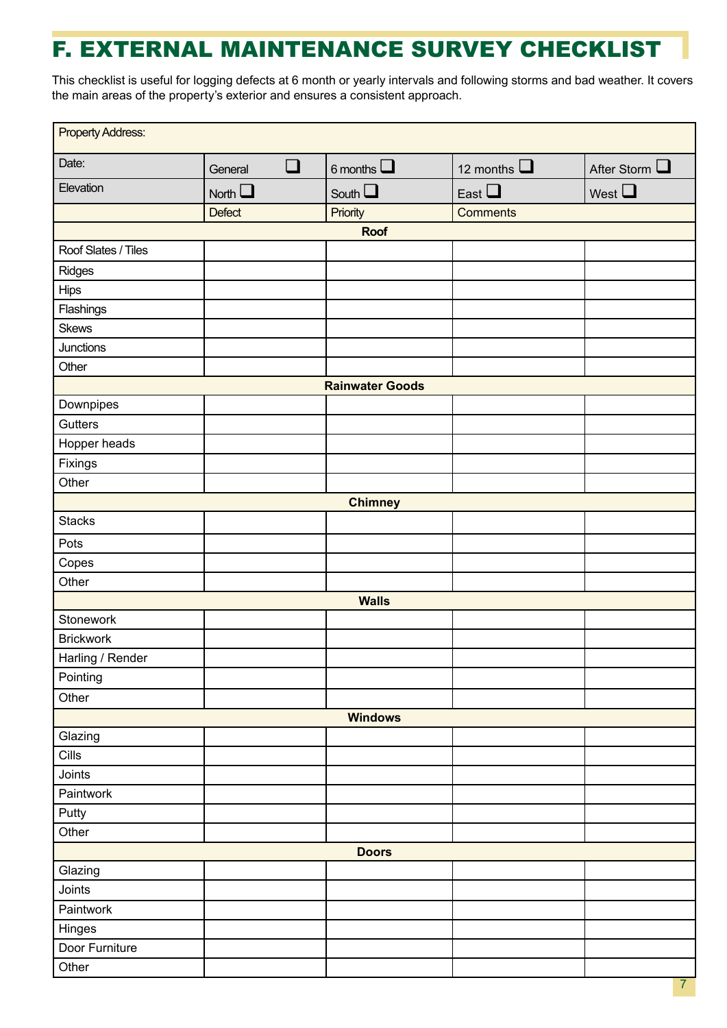# F. EXTERNAL MAINTENANCE SURVEY CHECKLIST

This checklist is useful for logging defects at 6 month or yearly intervals and following storms and bad weather. It covers the main areas of the property's exterior and ensures a consistent approach.

| Property Address: | | | | |
|---|---|---|---|---|
| Date: | General ❑ | 6 months ❑ | 12 months ❑ | After Storm ❑ |
| Elevation | North ❑ | South ❑ | East ❑ | West ❑ |
| | Defect | Priority | Comments | |
| **Roof** | | | | |
| Roof Slates / Tiles | | | | |
| Ridges | | | | |
| Hips | | | | |
| Flashings | | | | |
| Skews | | | | |
| Junctions | | | | |
| Other | | | | |
| **Rainwater Goods** | | | | |
| Downpipes | | | | |
| Gutters | | | | |
| Hopper heads | | | | |
| Fixings | | | | |
| Other | | | | |
| **Chimney** | | | | |
| Stacks | | | | |
| Pots | | | | |
| Copes | | | | |
| Other | | | | |
| **Walls** | | | | |
| Stonework | | | | |
| Brickwork | | | | |
| Harling / Render | | | | |
| Pointing | | | | |
| Other | | | | |
| **Windows** | | | | |
| Glazing | | | | |
| Cills | | | | |
| Joints | | | | |
| Paintwork | | | | |
| Putty | | | | |
| Other | | | | |
| **Doors** | | | | |
| Glazing | | | | |
| Joints | | | | |
| Paintwork | | | | |
| Hinges | | | | |
| Door Furniture | | | | |
| Other | | | | |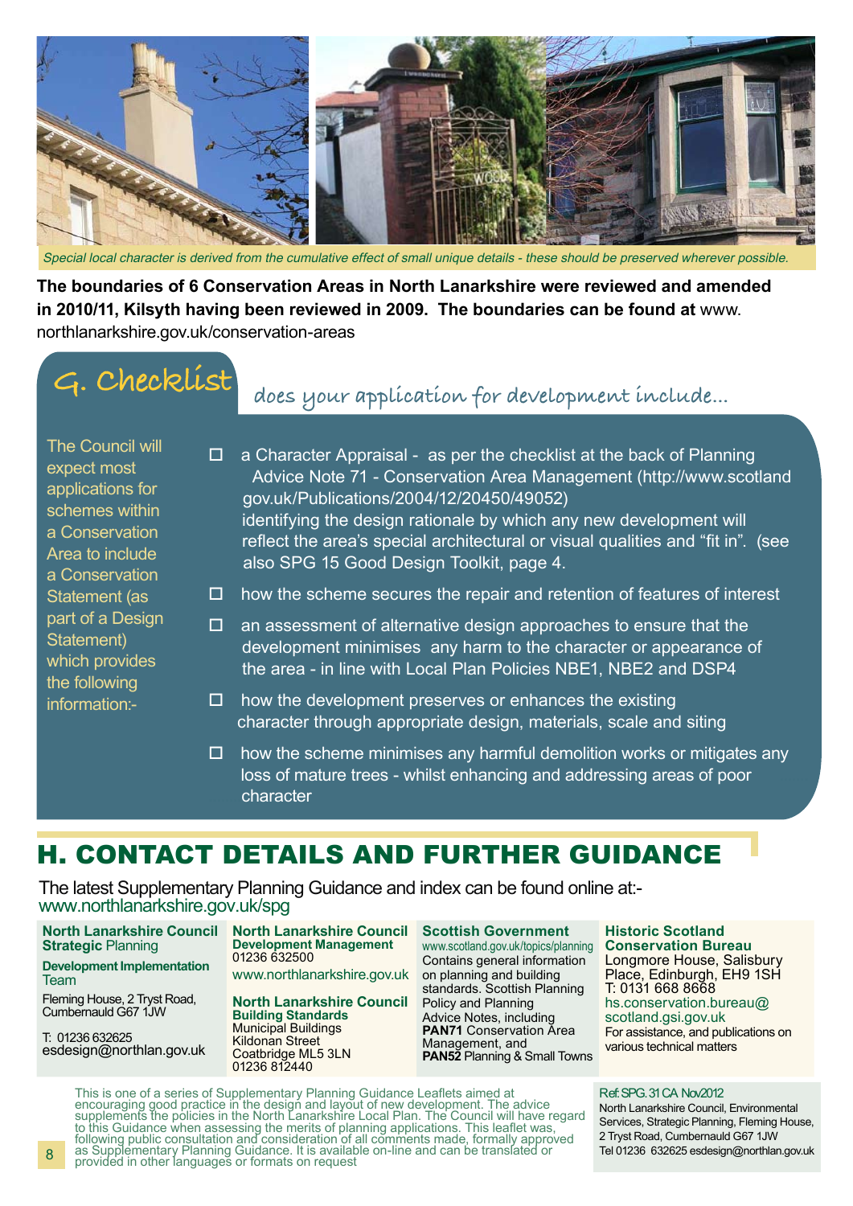*Special local character is derived from the cumulative effect of small unique details - these should be preserved wherever possible.*

**The boundaries of 6 Conservation Areas in North Lanarkshire were reviewed and amended in 2010/11, Kilsyth having been reviewed in 2009. The boundaries can be found at** www.northlanarkshire.gov.uk/conservation-areas

## G. Checklist

### does your application for development include...

The Council will expect most applications for schemes within a Conservation Area to include a Conservation Statement (as part of a Design Statement) which provides the following information:-

- ☐ a Character Appraisal - as per the checklist at the back of Planning Advice Note 71 - Conservation Area Management (http://www.scotland gov.uk/Publications/2004/12/20450/49052) identifying the design rationale by which any new development will reflect the area's special architectural or visual qualities and "fit in". (see also SPG 15 Good Design Toolkit, page 4.
- ☐ how the scheme secures the repair and retention of features of interest
- ☐ an assessment of alternative design approaches to ensure that the development minimises any harm to the character or appearance of the area - in line with Local Plan Policies NBE1, NBE2 and DSP4
- ☐ how the development preserves or enhances the existing character through appropriate design, materials, scale and siting
- ☐ how the scheme minimises any harmful demolition works or mitigates any loss of mature trees - whilst enhancing and addressing areas of poor character

## H. CONTACT DETAILS AND FURTHER GUIDANCE

The latest Supplementary Planning Guidance and index can be found online at:-
www.northlanarkshire.gov.uk/spg

**North Lanarkshire Council Strategic** Planning
**Development Implementation** Team
Fleming House, 2 Tryst Road, Cumbernauld G67 1JW
T: 01236 632625
esdesign@northlan.gov.uk

**North Lanarkshire Council**
**Development Management**
01236 632500
www.northlanarkshire.gov.uk

**North Lanarkshire Council**
**Building Standards**
Municipal Buildings
Kildonan Street
Coatbridge ML5 3LN
01236 812440

**Scottish Government**
www.scotland.gov.uk/topics/planning
Contains general information on planning and building standards. Scottish Planning Policy and Planning Advice Notes, including **PAN71** Conservation Area Management, and **PAN52** Planning & Small Towns

**Historic Scotland Conservation Bureau**
Longmore House, Salisbury Place, Edinburgh, EH9 1SH
T: 0131 668 8668
hs.conservation.bureau@scotland.gsi.gov.uk
For assistance, and publications on various technical matters

This is one of a series of Supplementary Planning Guidance Leaflets aimed at encouraging good practice in the design and layout of new development. The advice supplements the policies in the North Lanarkshire Local Plan. The Council will have regard to this Guidance when assessing the merits of planning applications. This leaflet was, following public consultation and consideration of all comments made, formally approved as Supplementary Planning Guidance. It is available on-line and can be translated or provided in other languages or formats on request

Ref: SPG. 31 CA Nov2012
North Lanarkshire Council, Environmental Services, Strategic Planning, Fleming House, 2 Tryst Road, Cumbernauld G67 1JW
Tel 01236 632625 esdesign@northlan.gov.uk